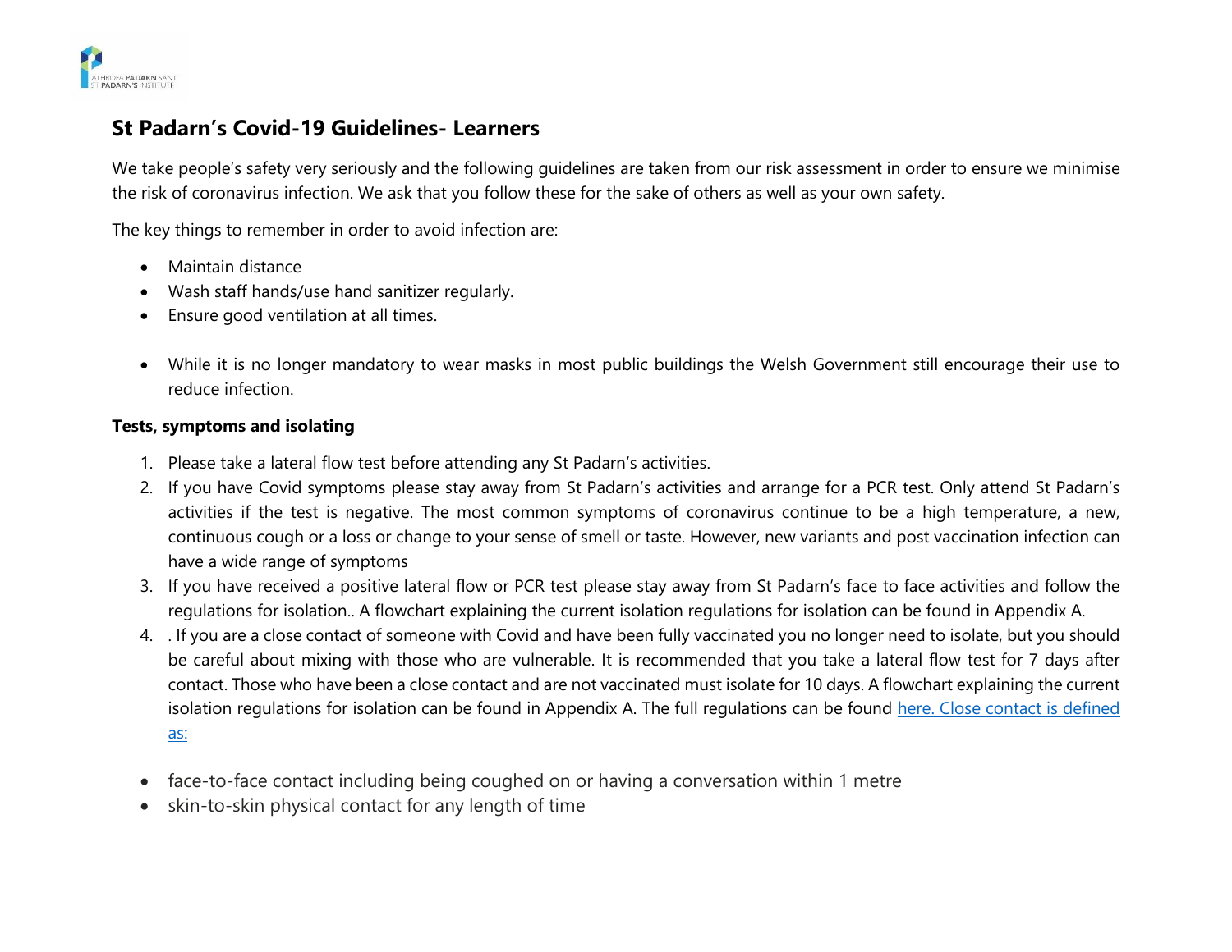## St Padarn's Covid-19 Guidelines- Learners

We take people's safety very seriously and the following guidelines are taken from our risk assessment in order to ensure we minimise the risk of coronavirus infection. We ask that you follow these for the sake of others as well as your own safety.

The key things to remember in order to avoid infection are:

- Maintain distance
- Wash staff hands/use hand sanitizer regularly.
- Ensure good ventilation at all times.

- While it is no longer mandatory to wear masks in most public buildings the Welsh Government still encourage their use to reduce infection.

**Tests, symptoms and isolating**

1. Please take a lateral flow test before attending any St Padarn's activities.
2. If you have Covid symptoms please stay away from St Padarn's activities and arrange for a PCR test. Only attend St Padarn's activities if the test is negative. The most common symptoms of coronavirus continue to be a high temperature, a new, continuous cough or a loss or change to your sense of smell or taste. However, new variants and post vaccination infection can have a wide range of symptoms
3. If you have received a positive lateral flow or PCR test please stay away from St Padarn's face to face activities and follow the regulations for isolation.. A flowchart explaining the current isolation regulations for isolation can be found in Appendix A.
4. . If you are a close contact of someone with Covid and have been fully vaccinated you no longer need to isolate, but you should be careful about mixing with those who are vulnerable. It is recommended that you take a lateral flow test for 7 days after contact. Those who have been a close contact and are not vaccinated must isolate for 10 days. A flowchart explaining the current isolation regulations for isolation can be found in Appendix A. The full regulations can be found here. Close contact is defined as:

- face-to-face contact including being coughed on or having a conversation within 1 metre
- skin-to-skin physical contact for any length of time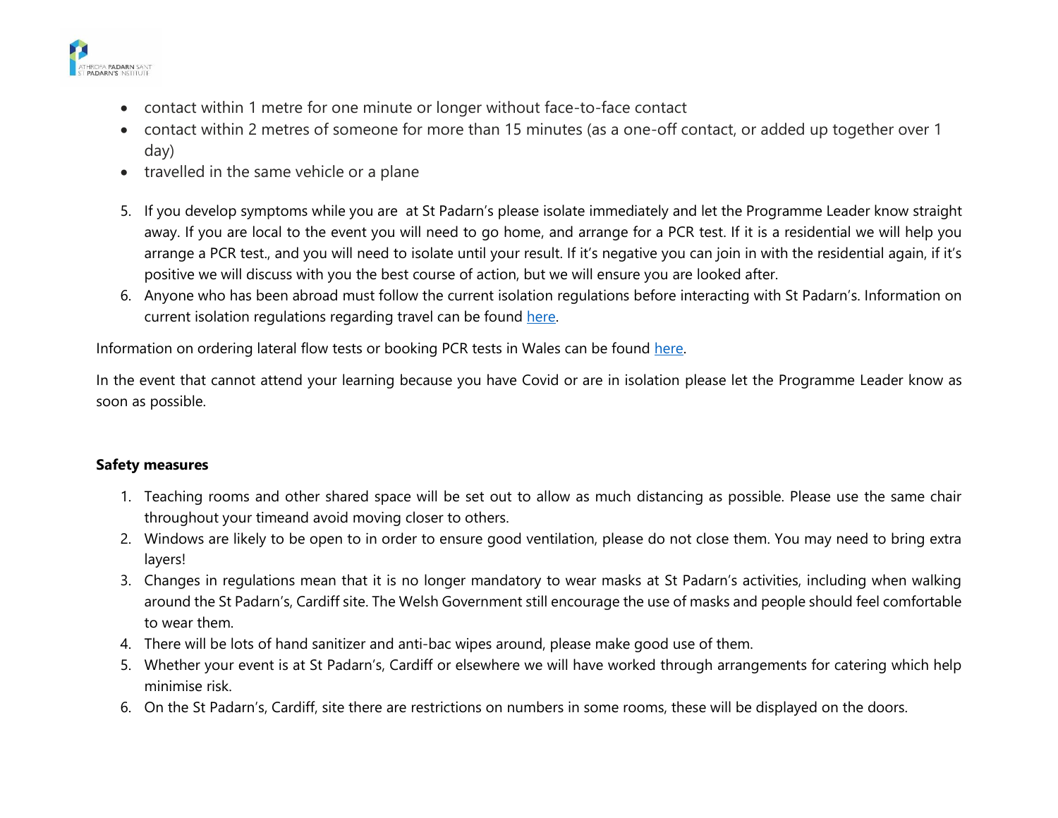- contact within 1 metre for one minute or longer without face-to-face contact
- contact within 2 metres of someone for more than 15 minutes (as a one-off contact, or added up together over 1 day)
- travelled in the same vehicle or a plane

5. If you develop symptoms while you are at St Padarn's please isolate immediately and let the Programme Leader know straight away. If you are local to the event you will need to go home, and arrange for a PCR test. If it is a residential we will help you arrange a PCR test., and you will need to isolate until your result. If it's negative you can join in with the residential again, if it's positive we will discuss with you the best course of action, but we will ensure you are looked after.
6. Anyone who has been abroad must follow the current isolation regulations before interacting with St Padarn's. Information on current isolation regulations regarding travel can be found here.

Information on ordering lateral flow tests or booking PCR tests in Wales can be found here.

In the event that cannot attend your learning because you have Covid or are in isolation please let the Programme Leader know as soon as possible.

**Safety measures**

1. Teaching rooms and other shared space will be set out to allow as much distancing as possible. Please use the same chair throughout your timeand avoid moving closer to others.
2. Windows are likely to be open to in order to ensure good ventilation, please do not close them. You may need to bring extra layers!
3. Changes in regulations mean that it is no longer mandatory to wear masks at St Padarn's activities, including when walking around the St Padarn's, Cardiff site. The Welsh Government still encourage the use of masks and people should feel comfortable to wear them.
4. There will be lots of hand sanitizer and anti-bac wipes around, please make good use of them.
5. Whether your event is at St Padarn's, Cardiff or elsewhere we will have worked through arrangements for catering which help minimise risk.
6. On the St Padarn's, Cardiff, site there are restrictions on numbers in some rooms, these will be displayed on the doors.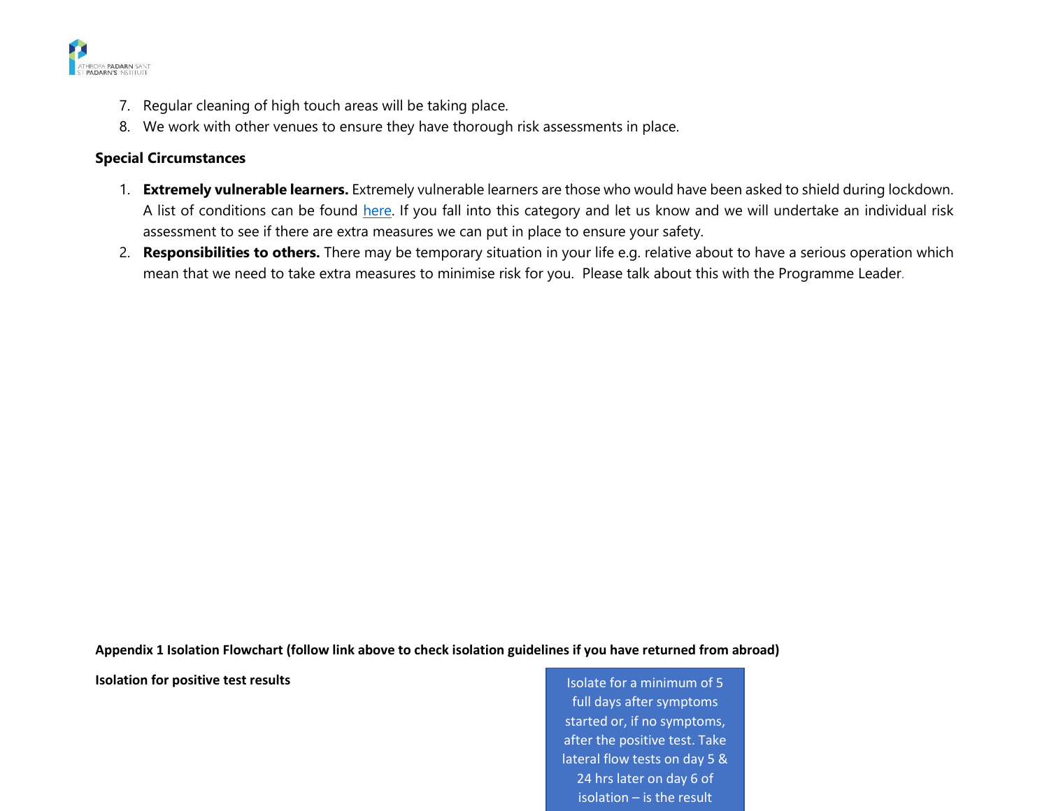7. Regular cleaning of high touch areas will be taking place.
8. We work with other venues to ensure they have thorough risk assessments in place.

**Special Circumstances**

1. **Extremely vulnerable learners.** Extremely vulnerable learners are those who would have been asked to shield during lockdown. A list of conditions can be found here. If you fall into this category and let us know and we will undertake an individual risk assessment to see if there are extra measures we can put in place to ensure your safety.
2. **Responsibilities to others.** There may be temporary situation in your life e.g. relative about to have a serious operation which mean that we need to take extra measures to minimise risk for you. Please talk about this with the Programme Leader.

**Appendix 1 Isolation Flowchart (follow link above to check isolation guidelines if you have returned from abroad)**

**Isolation for positive test results**

Isolate for a minimum of 5 full days after symptoms started or, if no symptoms, after the positive test. Take lateral flow tests on day 5 & 24 hrs later on day 6 of isolation – is the result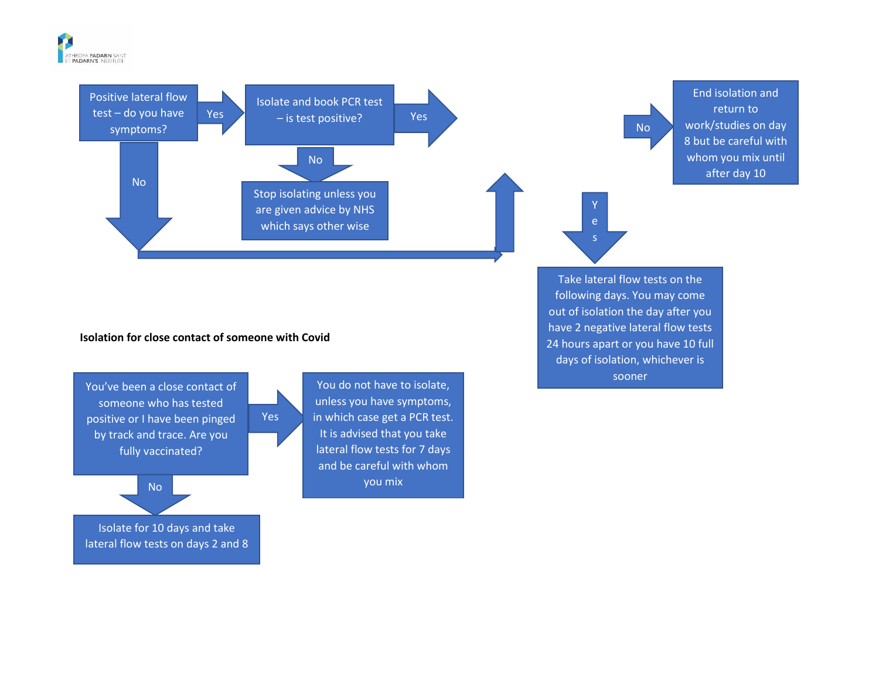Positive lateral flow test – do you have symptoms?

Yes

Isolate and book PCR test – is test positive?

Yes

No

Stop isolating unless you are given advice by NHS which says other wise

No

No

End isolation and return to work/studies on day 8 but be careful with whom you mix until after day 10

Yes

Take lateral flow tests on the following days. You may come out of isolation the day after you have 2 negative lateral flow tests 24 hours apart or you have 10 full days of isolation, whichever is sooner

**Isolation for close contact of someone with Covid**

You've been a close contact of someone who has tested positive or I have been pinged by track and trace. Are you fully vaccinated?

Yes

You do not have to isolate, unless you have symptoms, in which case get a PCR test. It is advised that you take lateral flow tests for 7 days and be careful with whom you mix

No

Isolate for 10 days and take lateral flow tests on days 2 and 8